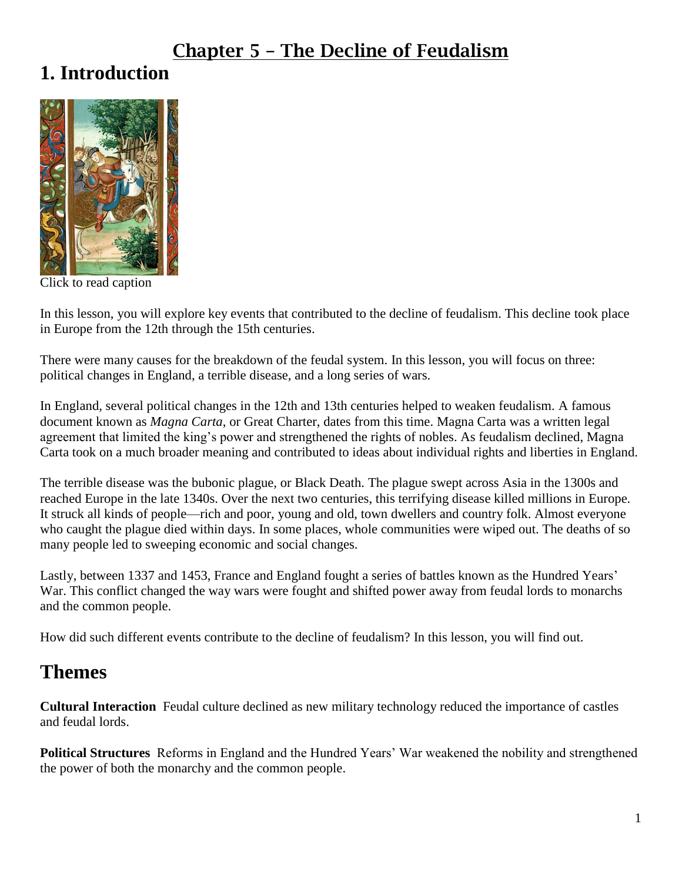# Chapter 5 – The Decline of Feudalism

## 1. Introduction

Click to read caption

In this lesson, you will explore key events that contributed to the decline of feudalism. This decline took place in Europe from the 12th through the 15th centuries.

There were many causes for the breakdown of the feudal system. In this lesson, you will focus on three: political changes in England, a terrible disease, and a long series of wars.

In England, several political changes in the 12th and 13th centuries helped to weaken feudalism. A famous document known as *Magna Carta*, or Great Charter, dates from this time. Magna Carta was a written legal agreement that limited the king's power and strengthened the rights of nobles. As feudalism declined, Magna Carta took on a much broader meaning and contributed to ideas about individual rights and liberties in England.

The terrible disease was the bubonic plague, or Black Death. The plague swept across Asia in the 1300s and reached Europe in the late 1340s. Over the next two centuries, this terrifying disease killed millions in Europe. It struck all kinds of people—rich and poor, young and old, town dwellers and country folk. Almost everyone who caught the plague died within days. In some places, whole communities were wiped out. The deaths of so many people led to sweeping economic and social changes.

Lastly, between 1337 and 1453, France and England fought a series of battles known as the Hundred Years' War. This conflict changed the way wars were fought and shifted power away from feudal lords to monarchs and the common people.

How did such different events contribute to the decline of feudalism? In this lesson, you will find out.

## Themes

**Cultural Interaction** Feudal culture declined as new military technology reduced the importance of castles and feudal lords.

**Political Structures** Reforms in England and the Hundred Years' War weakened the nobility and strengthened the power of both the monarchy and the common people.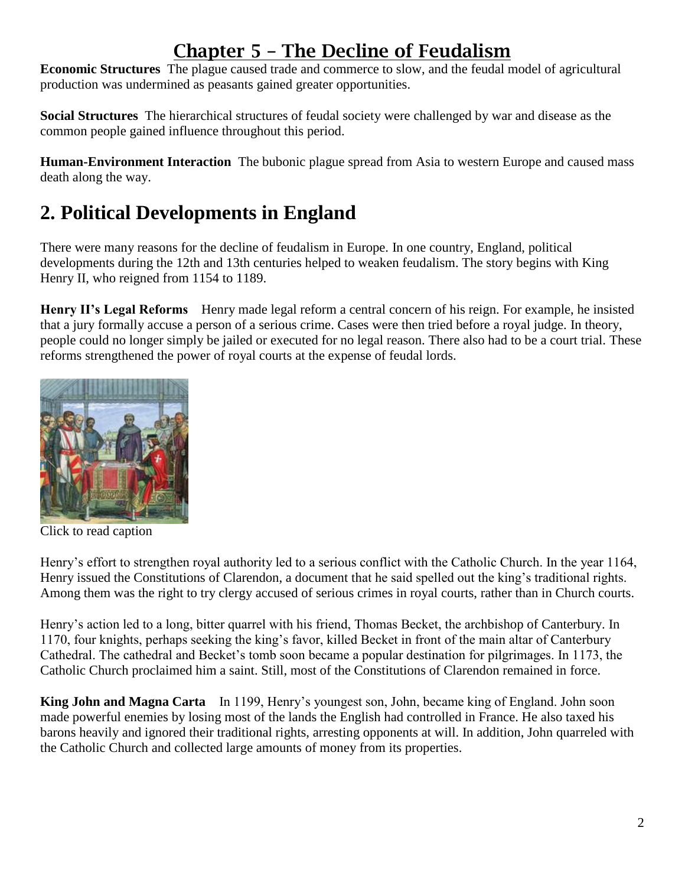# Chapter 5 – The Decline of Feudalism

**Economic Structures** The plague caused trade and commerce to slow, and the feudal model of agricultural production was undermined as peasants gained greater opportunities.

**Social Structures** The hierarchical structures of feudal society were challenged by war and disease as the common people gained influence throughout this period.

**Human-Environment Interaction** The bubonic plague spread from Asia to western Europe and caused mass death along the way.

## 2. Political Developments in England

There were many reasons for the decline of feudalism in Europe. In one country, England, political developments during the 12th and 13th centuries helped to weaken feudalism. The story begins with King Henry II, who reigned from 1154 to 1189.

**Henry II's Legal Reforms** Henry made legal reform a central concern of his reign. For example, he insisted that a jury formally accuse a person of a serious crime. Cases were then tried before a royal judge. In theory, people could no longer simply be jailed or executed for no legal reason. There also had to be a court trial. These reforms strengthened the power of royal courts at the expense of feudal lords.

Click to read caption

Henry's effort to strengthen royal authority led to a serious conflict with the Catholic Church. In the year 1164, Henry issued the Constitutions of Clarendon, a document that he said spelled out the king's traditional rights. Among them was the right to try clergy accused of serious crimes in royal courts, rather than in Church courts.

Henry's action led to a long, bitter quarrel with his friend, Thomas Becket, the archbishop of Canterbury. In 1170, four knights, perhaps seeking the king's favor, killed Becket in front of the main altar of Canterbury Cathedral. The cathedral and Becket's tomb soon became a popular destination for pilgrimages. In 1173, the Catholic Church proclaimed him a saint. Still, most of the Constitutions of Clarendon remained in force.

**King John and Magna Carta** In 1199, Henry's youngest son, John, became king of England. John soon made powerful enemies by losing most of the lands the English had controlled in France. He also taxed his barons heavily and ignored their traditional rights, arresting opponents at will. In addition, John quarreled with the Catholic Church and collected large amounts of money from its properties.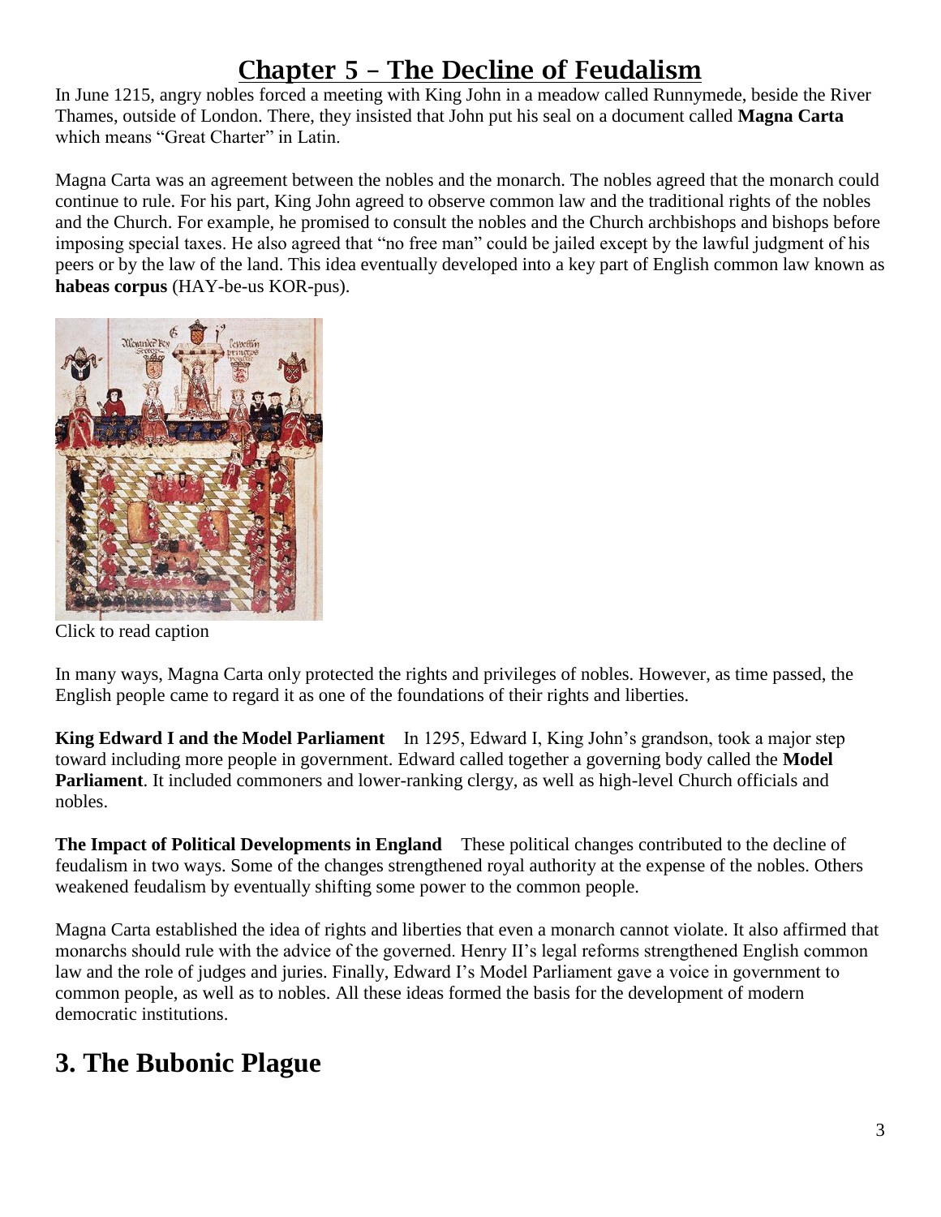# Chapter 5 – The Decline of Feudalism

In June 1215, angry nobles forced a meeting with King John in a meadow called Runnymede, beside the River Thames, outside of London. There, they insisted that John put his seal on a document called **Magna Carta** which means "Great Charter" in Latin.

Magna Carta was an agreement between the nobles and the monarch. The nobles agreed that the monarch could continue to rule. For his part, King John agreed to observe common law and the traditional rights of the nobles and the Church. For example, he promised to consult the nobles and the Church archbishops and bishops before imposing special taxes. He also agreed that "no free man" could be jailed except by the lawful judgment of his peers or by the law of the land. This idea eventually developed into a key part of English common law known as **habeas corpus** (HAY-be-us KOR-pus).

Click to read caption

In many ways, Magna Carta only protected the rights and privileges of nobles. However, as time passed, the English people came to regard it as one of the foundations of their rights and liberties.

**King Edward I and the Model Parliament** In 1295, Edward I, King John's grandson, took a major step toward including more people in government. Edward called together a governing body called the **Model Parliament**. It included commoners and lower-ranking clergy, as well as high-level Church officials and nobles.

**The Impact of Political Developments in England** These political changes contributed to the decline of feudalism in two ways. Some of the changes strengthened royal authority at the expense of the nobles. Others weakened feudalism by eventually shifting some power to the common people.

Magna Carta established the idea of rights and liberties that even a monarch cannot violate. It also affirmed that monarchs should rule with the advice of the governed. Henry II's legal reforms strengthened English common law and the role of judges and juries. Finally, Edward I's Model Parliament gave a voice in government to common people, as well as to nobles. All these ideas formed the basis for the development of modern democratic institutions.

# 3. The Bubonic Plague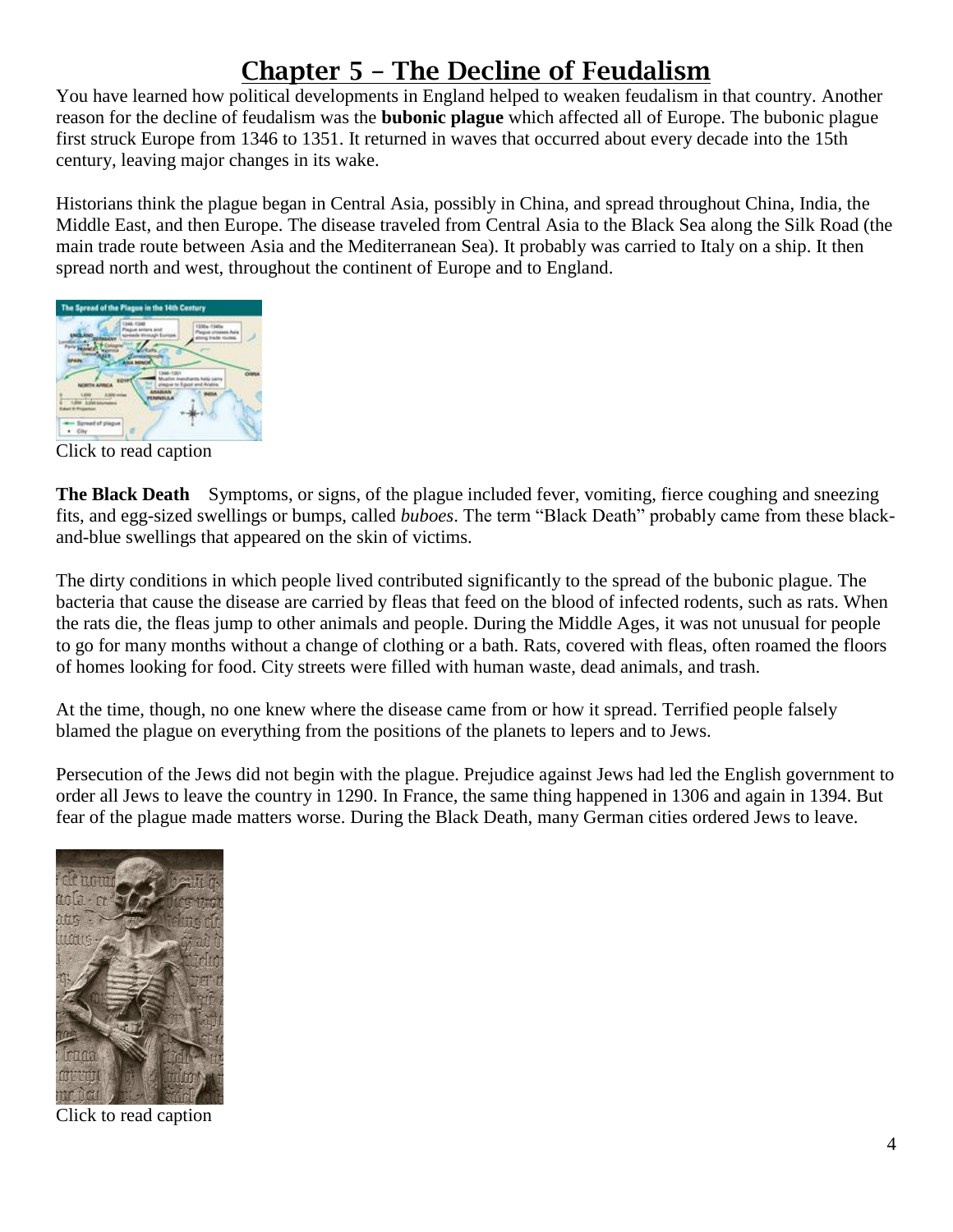# Chapter 5 – The Decline of Feudalism

You have learned how political developments in England helped to weaken feudalism in that country. Another reason for the decline of feudalism was the **bubonic plague** which affected all of Europe. The bubonic plague first struck Europe from 1346 to 1351. It returned in waves that occurred about every decade into the 15th century, leaving major changes in its wake.

Historians think the plague began in Central Asia, possibly in China, and spread throughout China, India, the Middle East, and then Europe. The disease traveled from Central Asia to the Black Sea along the Silk Road (the main trade route between Asia and the Mediterranean Sea). It probably was carried to Italy on a ship. It then spread north and west, throughout the continent of Europe and to England.

Click to read caption

**The Black Death** Symptoms, or signs, of the plague included fever, vomiting, fierce coughing and sneezing fits, and egg-sized swellings or bumps, called *buboes*. The term "Black Death" probably came from these black-and-blue swellings that appeared on the skin of victims.

The dirty conditions in which people lived contributed significantly to the spread of the bubonic plague. The bacteria that cause the disease are carried by fleas that feed on the blood of infected rodents, such as rats. When the rats die, the fleas jump to other animals and people. During the Middle Ages, it was not unusual for people to go for many months without a change of clothing or a bath. Rats, covered with fleas, often roamed the floors of homes looking for food. City streets were filled with human waste, dead animals, and trash.

At the time, though, no one knew where the disease came from or how it spread. Terrified people falsely blamed the plague on everything from the positions of the planets to lepers and to Jews.

Persecution of the Jews did not begin with the plague. Prejudice against Jews had led the English government to order all Jews to leave the country in 1290. In France, the same thing happened in 1306 and again in 1394. But fear of the plague made matters worse. During the Black Death, many German cities ordered Jews to leave.

Click to read caption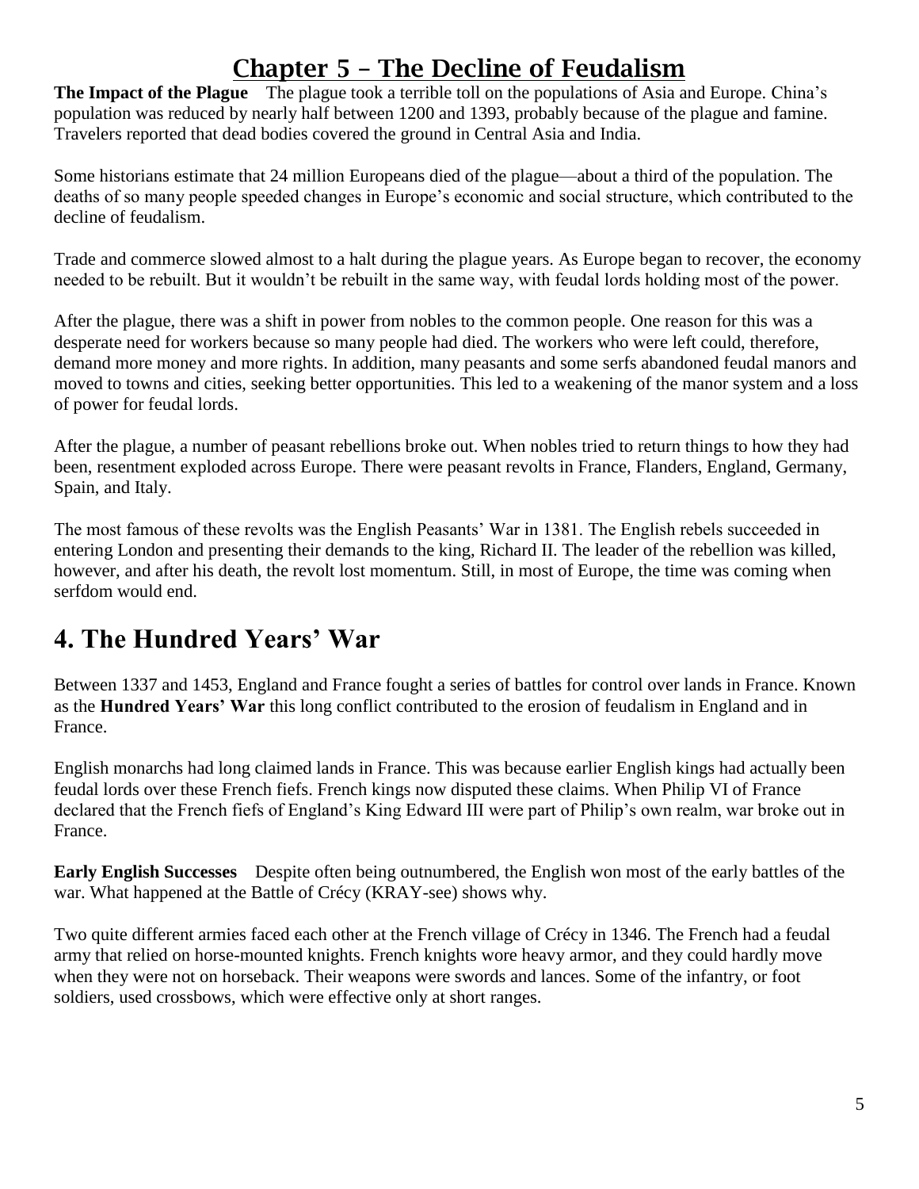# Chapter 5 – The Decline of Feudalism

**The Impact of the Plague** The plague took a terrible toll on the populations of Asia and Europe. China's population was reduced by nearly half between 1200 and 1393, probably because of the plague and famine. Travelers reported that dead bodies covered the ground in Central Asia and India.

Some historians estimate that 24 million Europeans died of the plague—about a third of the population. The deaths of so many people speeded changes in Europe's economic and social structure, which contributed to the decline of feudalism.

Trade and commerce slowed almost to a halt during the plague years. As Europe began to recover, the economy needed to be rebuilt. But it wouldn't be rebuilt in the same way, with feudal lords holding most of the power.

After the plague, there was a shift in power from nobles to the common people. One reason for this was a desperate need for workers because so many people had died. The workers who were left could, therefore, demand more money and more rights. In addition, many peasants and some serfs abandoned feudal manors and moved to towns and cities, seeking better opportunities. This led to a weakening of the manor system and a loss of power for feudal lords.

After the plague, a number of peasant rebellions broke out. When nobles tried to return things to how they had been, resentment exploded across Europe. There were peasant revolts in France, Flanders, England, Germany, Spain, and Italy.

The most famous of these revolts was the English Peasants' War in 1381. The English rebels succeeded in entering London and presenting their demands to the king, Richard II. The leader of the rebellion was killed, however, and after his death, the revolt lost momentum. Still, in most of Europe, the time was coming when serfdom would end.

## 4. The Hundred Years' War

Between 1337 and 1453, England and France fought a series of battles for control over lands in France. Known as the **Hundred Years' War** this long conflict contributed to the erosion of feudalism in England and in France.

English monarchs had long claimed lands in France. This was because earlier English kings had actually been feudal lords over these French fiefs. French kings now disputed these claims. When Philip VI of France declared that the French fiefs of England's King Edward III were part of Philip's own realm, war broke out in France.

**Early English Successes** Despite often being outnumbered, the English won most of the early battles of the war. What happened at the Battle of Crécy (KRAY-see) shows why.

Two quite different armies faced each other at the French village of Crécy in 1346. The French had a feudal army that relied on horse-mounted knights. French knights wore heavy armor, and they could hardly move when they were not on horseback. Their weapons were swords and lances. Some of the infantry, or foot soldiers, used crossbows, which were effective only at short ranges.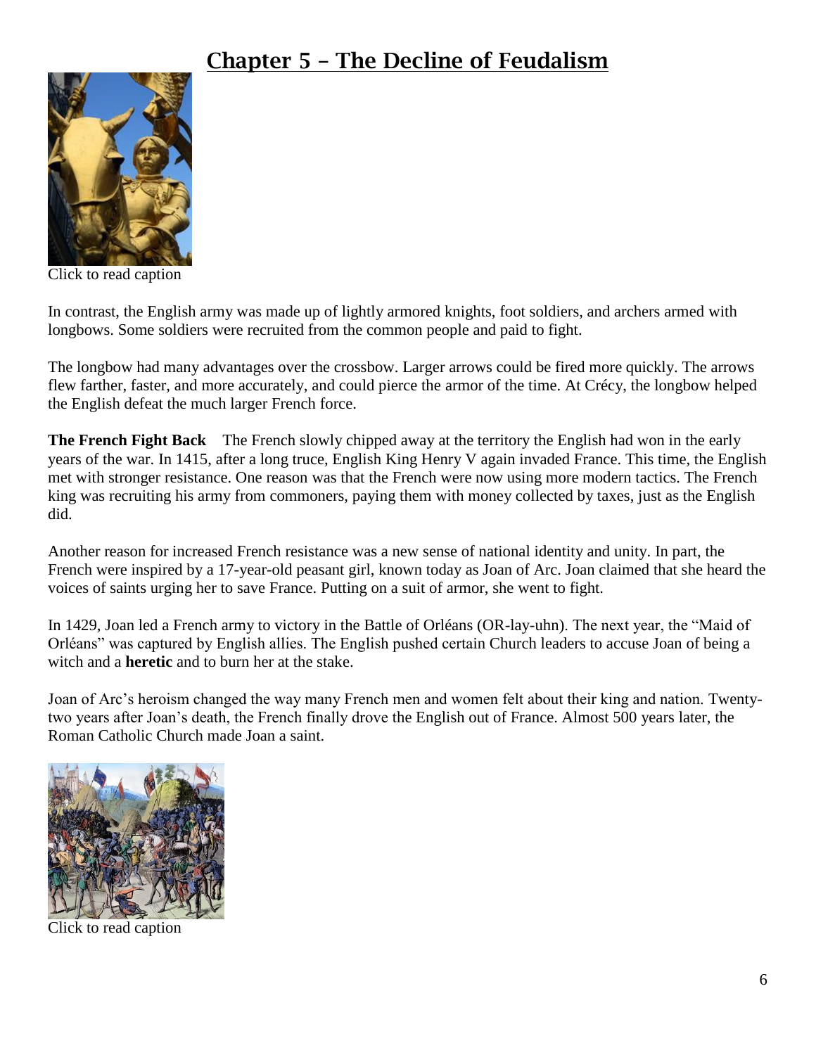# Chapter 5 – The Decline of Feudalism

Click to read caption

In contrast, the English army was made up of lightly armored knights, foot soldiers, and archers armed with longbows. Some soldiers were recruited from the common people and paid to fight.

The longbow had many advantages over the crossbow. Larger arrows could be fired more quickly. The arrows flew farther, faster, and more accurately, and could pierce the armor of the time. At Crécy, the longbow helped the English defeat the much larger French force.

**The French Fight Back** The French slowly chipped away at the territory the English had won in the early years of the war. In 1415, after a long truce, English King Henry V again invaded France. This time, the English met with stronger resistance. One reason was that the French were now using more modern tactics. The French king was recruiting his army from commoners, paying them with money collected by taxes, just as the English did.

Another reason for increased French resistance was a new sense of national identity and unity. In part, the French were inspired by a 17-year-old peasant girl, known today as Joan of Arc. Joan claimed that she heard the voices of saints urging her to save France. Putting on a suit of armor, she went to fight.

In 1429, Joan led a French army to victory in the Battle of Orléans (OR-lay-uhn). The next year, the "Maid of Orléans" was captured by English allies. The English pushed certain Church leaders to accuse Joan of being a witch and a **heretic** and to burn her at the stake.

Joan of Arc's heroism changed the way many French men and women felt about their king and nation. Twenty-two years after Joan's death, the French finally drove the English out of France. Almost 500 years later, the Roman Catholic Church made Joan a saint.

Click to read caption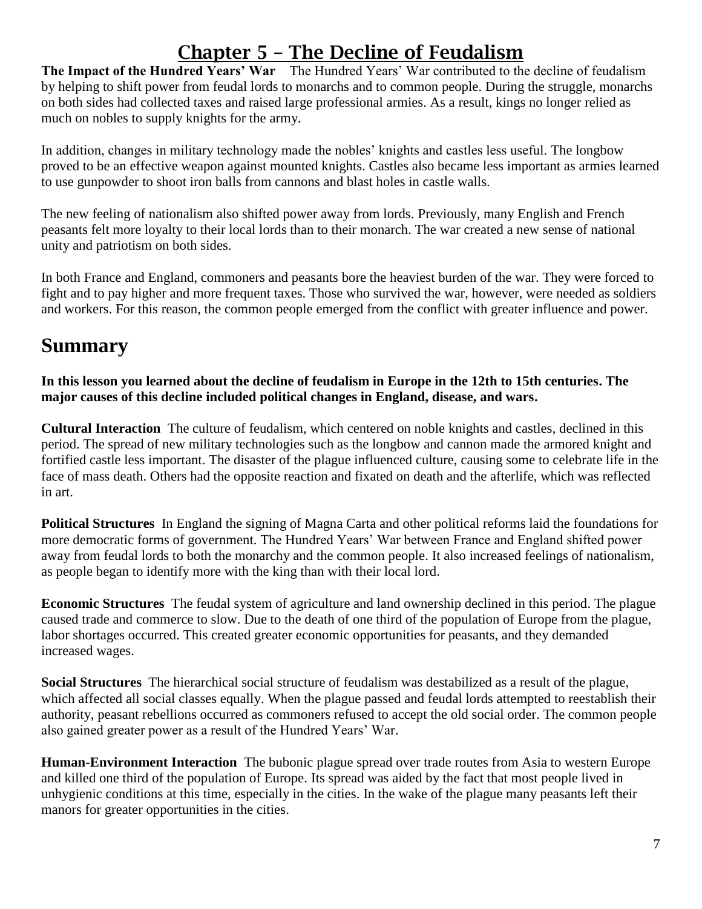# Chapter 5 – The Decline of Feudalism

**The Impact of the Hundred Years' War** The Hundred Years' War contributed to the decline of feudalism by helping to shift power from feudal lords to monarchs and to common people. During the struggle, monarchs on both sides had collected taxes and raised large professional armies. As a result, kings no longer relied as much on nobles to supply knights for the army.

In addition, changes in military technology made the nobles' knights and castles less useful. The longbow proved to be an effective weapon against mounted knights. Castles also became less important as armies learned to use gunpowder to shoot iron balls from cannons and blast holes in castle walls.

The new feeling of nationalism also shifted power away from lords. Previously, many English and French peasants felt more loyalty to their local lords than to their monarch. The war created a new sense of national unity and patriotism on both sides.

In both France and England, commoners and peasants bore the heaviest burden of the war. They were forced to fight and to pay higher and more frequent taxes. Those who survived the war, however, were needed as soldiers and workers. For this reason, the common people emerged from the conflict with greater influence and power.

## Summary

**In this lesson you learned about the decline of feudalism in Europe in the 12th to 15th centuries. The major causes of this decline included political changes in England, disease, and wars.**

**Cultural Interaction** The culture of feudalism, which centered on noble knights and castles, declined in this period. The spread of new military technologies such as the longbow and cannon made the armored knight and fortified castle less important. The disaster of the plague influenced culture, causing some to celebrate life in the face of mass death. Others had the opposite reaction and fixated on death and the afterlife, which was reflected in art.

**Political Structures** In England the signing of Magna Carta and other political reforms laid the foundations for more democratic forms of government. The Hundred Years' War between France and England shifted power away from feudal lords to both the monarchy and the common people. It also increased feelings of nationalism, as people began to identify more with the king than with their local lord.

**Economic Structures** The feudal system of agriculture and land ownership declined in this period. The plague caused trade and commerce to slow. Due to the death of one third of the population of Europe from the plague, labor shortages occurred. This created greater economic opportunities for peasants, and they demanded increased wages.

**Social Structures** The hierarchical social structure of feudalism was destabilized as a result of the plague, which affected all social classes equally. When the plague passed and feudal lords attempted to reestablish their authority, peasant rebellions occurred as commoners refused to accept the old social order. The common people also gained greater power as a result of the Hundred Years' War.

**Human-Environment Interaction** The bubonic plague spread over trade routes from Asia to western Europe and killed one third of the population of Europe. Its spread was aided by the fact that most people lived in unhygienic conditions at this time, especially in the cities. In the wake of the plague many peasants left their manors for greater opportunities in the cities.